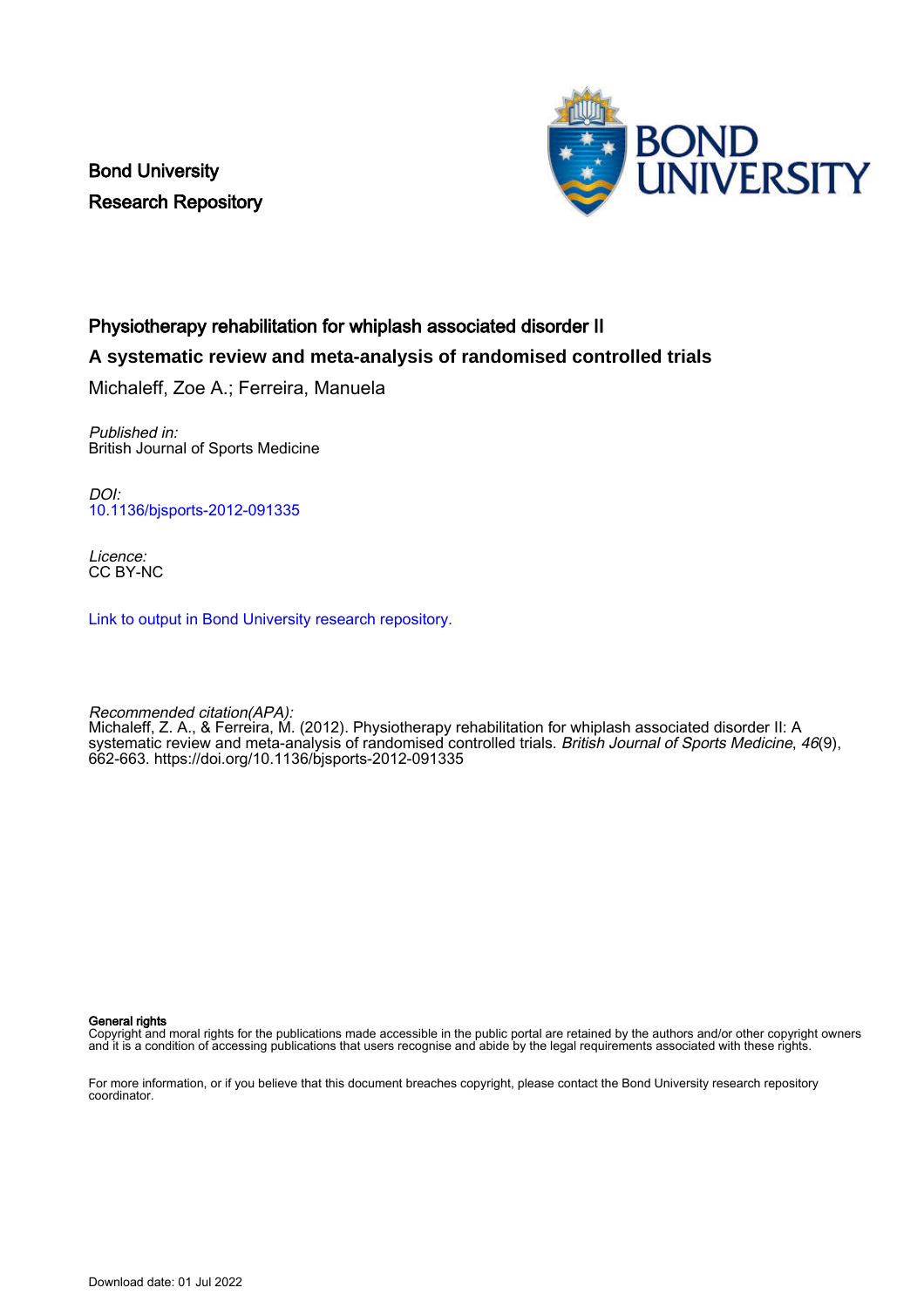Bond University
Research Repository

# Physiotherapy rehabilitation for whiplash associated disorder II

## A systematic review and meta-analysis of randomised controlled trials

Michaleff, Zoe A.; Ferreira, Manuela

*Published in:*
British Journal of Sports Medicine

*DOI:*
10.1136/bjsports-2012-091335

*Licence:*
CC BY-NC

Link to output in Bond University research repository.

*Recommended citation(APA):*
Michaleff, Z. A., & Ferreira, M. (2012). Physiotherapy rehabilitation for whiplash associated disorder II: A systematic review and meta-analysis of randomised controlled trials. *British Journal of Sports Medicine*, *46*(9), 662-663. https://doi.org/10.1136/bjsports-2012-091335

**General rights**
Copyright and moral rights for the publications made accessible in the public portal are retained by the authors and/or other copyright owners and it is a condition of accessing publications that users recognise and abide by the legal requirements associated with these rights.

For more information, or if you believe that this document breaches copyright, please contact the Bond University research repository coordinator.

Download date: 01 Jul 2022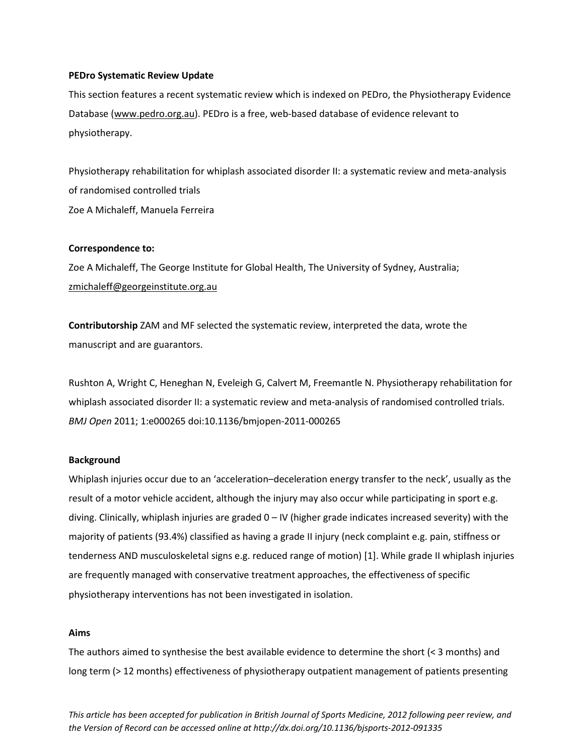**PEDro Systematic Review Update**

This section features a recent systematic review which is indexed on PEDro, the Physiotherapy Evidence Database (www.pedro.org.au). PEDro is a free, web-based database of evidence relevant to physiotherapy.

Physiotherapy rehabilitation for whiplash associated disorder II: a systematic review and meta-analysis of randomised controlled trials

Zoe A Michaleff, Manuela Ferreira

**Correspondence to:**

Zoe A Michaleff, The George Institute for Global Health, The University of Sydney, Australia; zmichaleff@georgeinstitute.org.au

**Contributorship** ZAM and MF selected the systematic review, interpreted the data, wrote the manuscript and are guarantors.

Rushton A, Wright C, Heneghan N, Eveleigh G, Calvert M, Freemantle N. Physiotherapy rehabilitation for whiplash associated disorder II: a systematic review and meta-analysis of randomised controlled trials. *BMJ Open* 2011; 1:e000265 doi:10.1136/bmjopen-2011-000265

**Background**

Whiplash injuries occur due to an 'acceleration–deceleration energy transfer to the neck', usually as the result of a motor vehicle accident, although the injury may also occur while participating in sport e.g. diving. Clinically, whiplash injuries are graded 0 – IV (higher grade indicates increased severity) with the majority of patients (93.4%) classified as having a grade II injury (neck complaint e.g. pain, stiffness or tenderness AND musculoskeletal signs e.g. reduced range of motion) [1]. While grade II whiplash injuries are frequently managed with conservative treatment approaches, the effectiveness of specific physiotherapy interventions has not been investigated in isolation.

**Aims**

The authors aimed to synthesise the best available evidence to determine the short (< 3 months) and long term (> 12 months) effectiveness of physiotherapy outpatient management of patients presenting

*This article has been accepted for publication in British Journal of Sports Medicine, 2012 following peer review, and the Version of Record can be accessed online at http://dx.doi.org/10.1136/bjsports-2012-091335*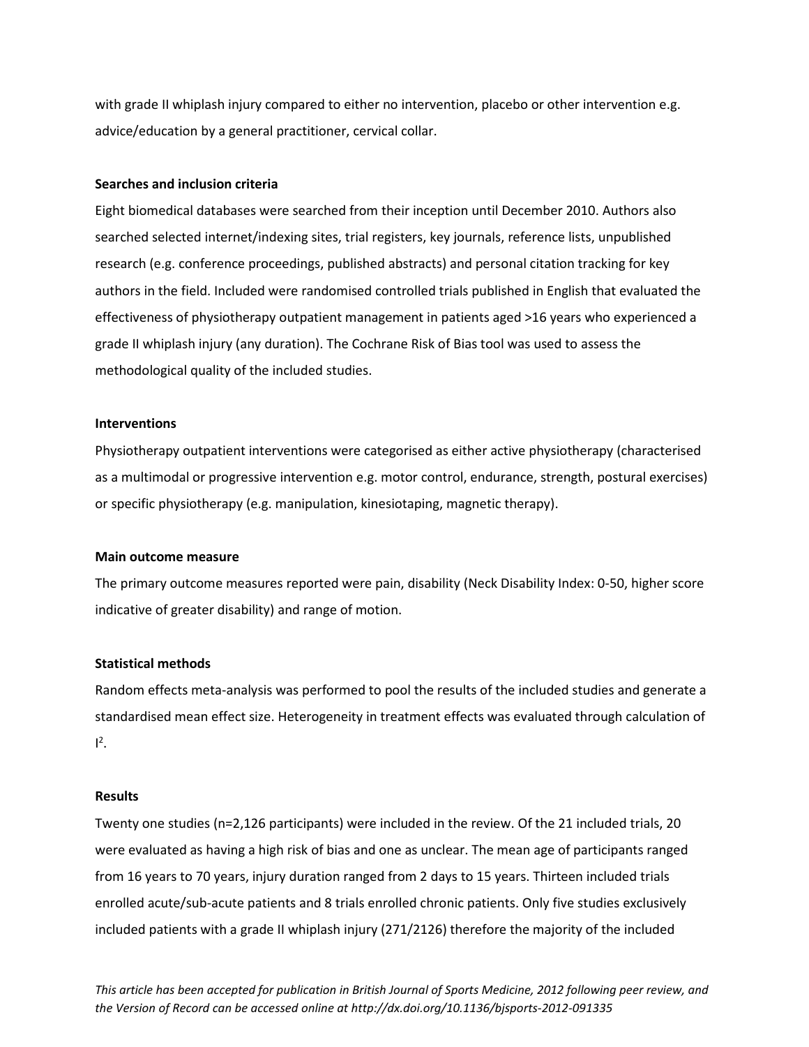with grade II whiplash injury compared to either no intervention, placebo or other intervention e.g. advice/education by a general practitioner, cervical collar.

**Searches and inclusion criteria**

Eight biomedical databases were searched from their inception until December 2010. Authors also searched selected internet/indexing sites, trial registers, key journals, reference lists, unpublished research (e.g. conference proceedings, published abstracts) and personal citation tracking for key authors in the field. Included were randomised controlled trials published in English that evaluated the effectiveness of physiotherapy outpatient management in patients aged >16 years who experienced a grade II whiplash injury (any duration). The Cochrane Risk of Bias tool was used to assess the methodological quality of the included studies.

**Interventions**

Physiotherapy outpatient interventions were categorised as either active physiotherapy (characterised as a multimodal or progressive intervention e.g. motor control, endurance, strength, postural exercises) or specific physiotherapy (e.g. manipulation, kinesiotaping, magnetic therapy).

**Main outcome measure**

The primary outcome measures reported were pain, disability (Neck Disability Index: 0-50, higher score indicative of greater disability) and range of motion.

**Statistical methods**

Random effects meta-analysis was performed to pool the results of the included studies and generate a standardised mean effect size. Heterogeneity in treatment effects was evaluated through calculation of $I^2$.

**Results**

Twenty one studies (n=2,126 participants) were included in the review. Of the 21 included trials, 20 were evaluated as having a high risk of bias and one as unclear. The mean age of participants ranged from 16 years to 70 years, injury duration ranged from 2 days to 15 years. Thirteen included trials enrolled acute/sub-acute patients and 8 trials enrolled chronic patients. Only five studies exclusively included patients with a grade II whiplash injury (271/2126) therefore the majority of the included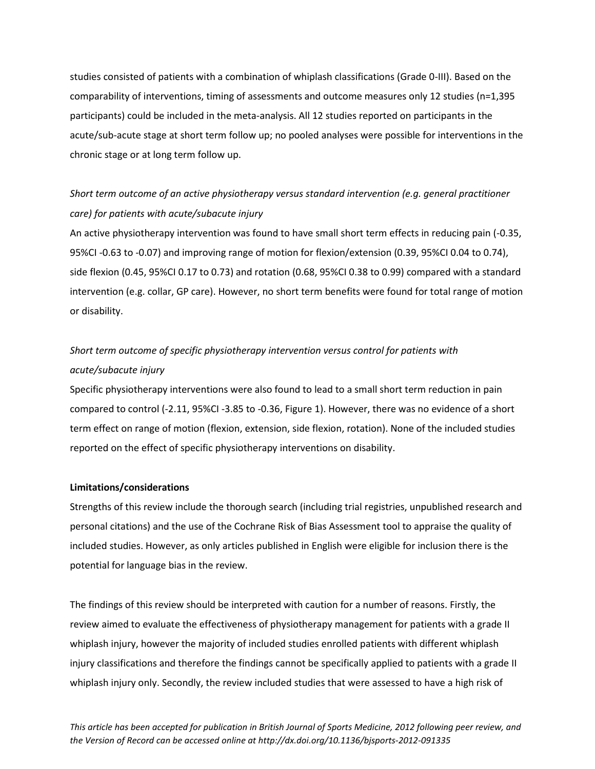studies consisted of patients with a combination of whiplash classifications (Grade 0-III). Based on the comparability of interventions, timing of assessments and outcome measures only 12 studies (n=1,395 participants) could be included in the meta-analysis. All 12 studies reported on participants in the acute/sub-acute stage at short term follow up; no pooled analyses were possible for interventions in the chronic stage or at long term follow up.

*Short term outcome of an active physiotherapy versus standard intervention (e.g. general practitioner care) for patients with acute/subacute injury*

An active physiotherapy intervention was found to have small short term effects in reducing pain (-0.35, 95%CI -0.63 to -0.07) and improving range of motion for flexion/extension (0.39, 95%CI 0.04 to 0.74), side flexion (0.45, 95%CI 0.17 to 0.73) and rotation (0.68, 95%CI 0.38 to 0.99) compared with a standard intervention (e.g. collar, GP care). However, no short term benefits were found for total range of motion or disability.

*Short term outcome of specific physiotherapy intervention versus control for patients with acute/subacute injury*

Specific physiotherapy interventions were also found to lead to a small short term reduction in pain compared to control (-2.11, 95%CI -3.85 to -0.36, Figure 1). However, there was no evidence of a short term effect on range of motion (flexion, extension, side flexion, rotation). None of the included studies reported on the effect of specific physiotherapy interventions on disability.

**Limitations/considerations**

Strengths of this review include the thorough search (including trial registries, unpublished research and personal citations) and the use of the Cochrane Risk of Bias Assessment tool to appraise the quality of included studies. However, as only articles published in English were eligible for inclusion there is the potential for language bias in the review.

The findings of this review should be interpreted with caution for a number of reasons. Firstly, the review aimed to evaluate the effectiveness of physiotherapy management for patients with a grade II whiplash injury, however the majority of included studies enrolled patients with different whiplash injury classifications and therefore the findings cannot be specifically applied to patients with a grade II whiplash injury only. Secondly, the review included studies that were assessed to have a high risk of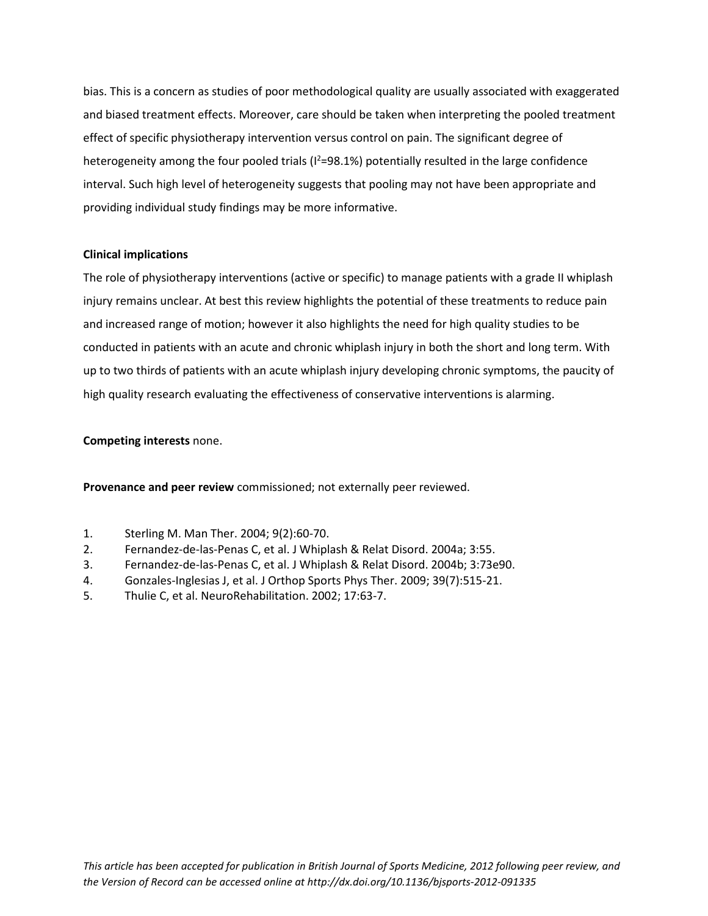bias. This is a concern as studies of poor methodological quality are usually associated with exaggerated and biased treatment effects. Moreover, care should be taken when interpreting the pooled treatment effect of specific physiotherapy intervention versus control on pain. The significant degree of heterogeneity among the four pooled trials ($I^2$=98.1%) potentially resulted in the large confidence interval. Such high level of heterogeneity suggests that pooling may not have been appropriate and providing individual study findings may be more informative.

**Clinical implications**

The role of physiotherapy interventions (active or specific) to manage patients with a grade II whiplash injury remains unclear. At best this review highlights the potential of these treatments to reduce pain and increased range of motion; however it also highlights the need for high quality studies to be conducted in patients with an acute and chronic whiplash injury in both the short and long term. With up to two thirds of patients with an acute whiplash injury developing chronic symptoms, the paucity of high quality research evaluating the effectiveness of conservative interventions is alarming.

**Competing interests** none.

**Provenance and peer review** commissioned; not externally peer reviewed.

1. Sterling M. Man Ther. 2004; 9(2):60-70.
2. Fernandez-de-las-Penas C, et al. J Whiplash & Relat Disord. 2004a; 3:55.
3. Fernandez-de-las-Penas C, et al. J Whiplash & Relat Disord. 2004b; 3:73e90.
4. Gonzales-Inglesias J, et al. J Orthop Sports Phys Ther. 2009; 39(7):515-21.
5. Thulie C, et al. NeuroRehabilitation. 2002; 17:63-7.

*This article has been accepted for publication in British Journal of Sports Medicine, 2012 following peer review, and the Version of Record can be accessed online at http://dx.doi.org/10.1136/bjsports-2012-091335*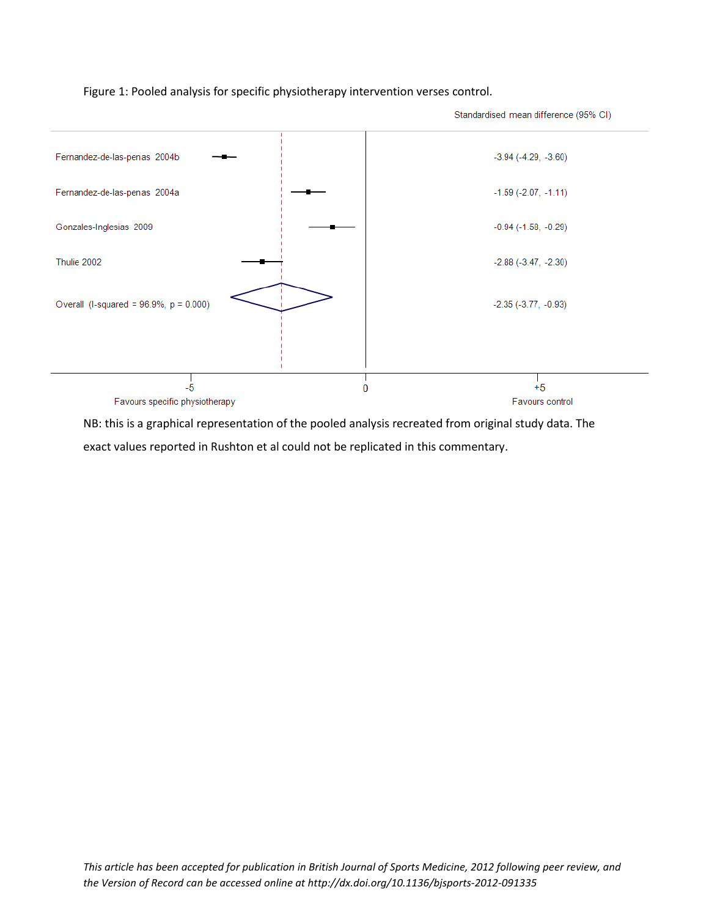Figure 1: Pooled analysis for specific physiotherapy intervention verses control.

Standardised mean difference (95% CI)

Fernandez-de-las-penas 2004b

-3.94 (-4.29, -3.60)

Fernandez-de-las-penas 2004a

-1.59 (-2.07, -1.11)

Gonzales-Inglesias 2009

-0.94 (-1.58, -0.29)

Thulie 2002

-2.88 (-3.47, -2.30)

Overall (I-squared = 96.9%, p = 0.000)

-2.35 (-3.77, -0.93)

-5

0

+5

Favours specific physiotherapy

Favours control

NB: this is a graphical representation of the pooled analysis recreated from original study data. The exact values reported in Rushton et al could not be replicated in this commentary.

*This article has been accepted for publication in British Journal of Sports Medicine, 2012 following peer review, and the Version of Record can be accessed online at http://dx.doi.org/10.1136/bjsports-2012-091335*